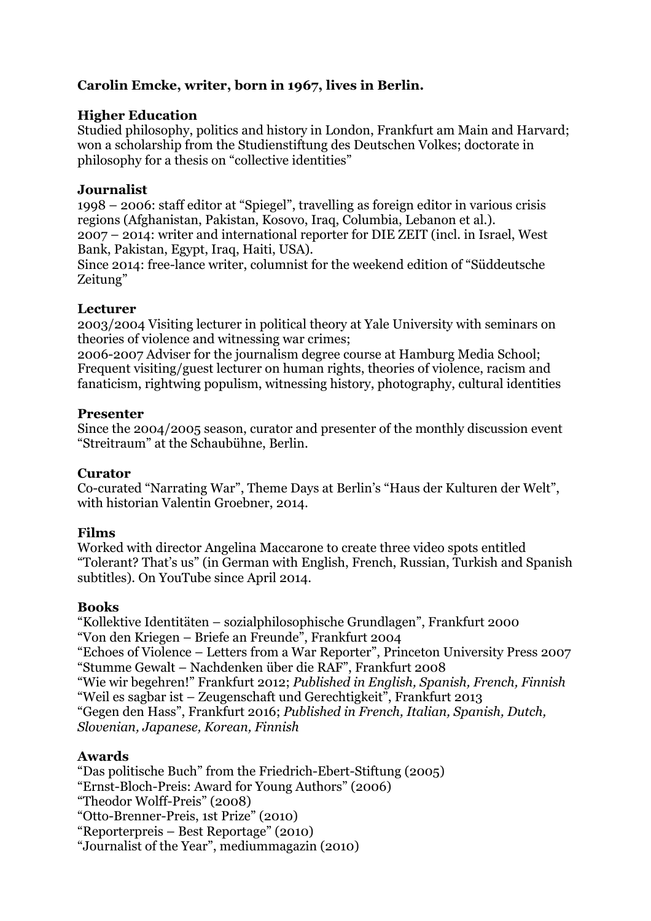**Carolin Emcke, writer, born in 1967, lives in Berlin.**

## Higher Education

Studied philosophy, politics and history in London, Frankfurt am Main and Harvard; won a scholarship from the Studienstiftung des Deutschen Volkes; doctorate in philosophy for a thesis on "collective identities"

## Journalist

1998 – 2006: staff editor at "Spiegel", travelling as foreign editor in various crisis regions (Afghanistan, Pakistan, Kosovo, Iraq, Columbia, Lebanon et al.).
2007 – 2014: writer and international reporter for DIE ZEIT (incl. in Israel, West Bank, Pakistan, Egypt, Iraq, Haiti, USA).
Since 2014: free-lance writer, columnist for the weekend edition of "Süddeutsche Zeitung"

## Lecturer

2003/2004 Visiting lecturer in political theory at Yale University with seminars on theories of violence and witnessing war crimes;
2006-2007 Adviser for the journalism degree course at Hamburg Media School;
Frequent visiting/guest lecturer on human rights, theories of violence, racism and fanaticism, rightwing populism, witnessing history, photography, cultural identities

## Presenter

Since the 2004/2005 season, curator and presenter of the monthly discussion event "Streitraum" at the Schaubühne, Berlin.

## Curator

Co-curated "Narrating War", Theme Days at Berlin's "Haus der Kulturen der Welt", with historian Valentin Groebner, 2014.

## Films

Worked with director Angelina Maccarone to create three video spots entitled "Tolerant? That's us" (in German with English, French, Russian, Turkish and Spanish subtitles). On YouTube since April 2014.

## Books

"Kollektive Identitäten – sozialphilosophische Grundlagen", Frankfurt 2000
"Von den Kriegen – Briefe an Freunde", Frankfurt 2004
"Echoes of Violence – Letters from a War Reporter", Princeton University Press 2007
"Stumme Gewalt – Nachdenken über die RAF", Frankfurt 2008
"Wie wir begehren!" Frankfurt 2012; *Published in English, Spanish, French, Finnish*
"Weil es sagbar ist – Zeugenschaft und Gerechtigkeit", Frankfurt 2013
"Gegen den Hass", Frankfurt 2016; *Published in French, Italian, Spanish, Dutch, Slovenian, Japanese, Korean, Finnish*

## Awards

"Das politische Buch" from the Friedrich-Ebert-Stiftung (2005)
"Ernst-Bloch-Preis: Award for Young Authors" (2006)
"Theodor Wolff-Preis" (2008)
"Otto-Brenner-Preis, 1st Prize" (2010)
"Reporterpreis – Best Reportage" (2010)
"Journalist of the Year", mediummagazin (2010)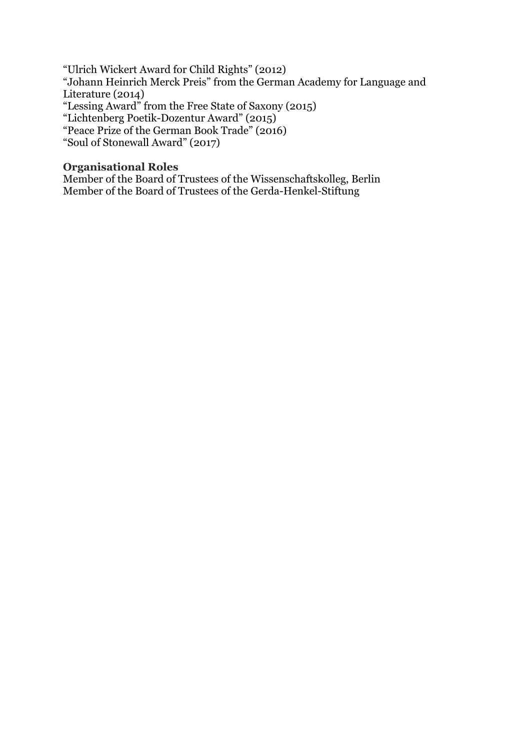“Ulrich Wickert Award for Child Rights” (2012)
“Johann Heinrich Merck Preis” from the German Academy for Language and Literature (2014)
“Lessing Award” from the Free State of Saxony (2015)
“Lichtenberg Poetik-Dozentur Award” (2015)
“Peace Prize of the German Book Trade” (2016)
“Soul of Stonewall Award” (2017)

**Organisational Roles**
Member of the Board of Trustees of the Wissenschaftskolleg, Berlin
Member of the Board of Trustees of the Gerda-Henkel-Stiftung